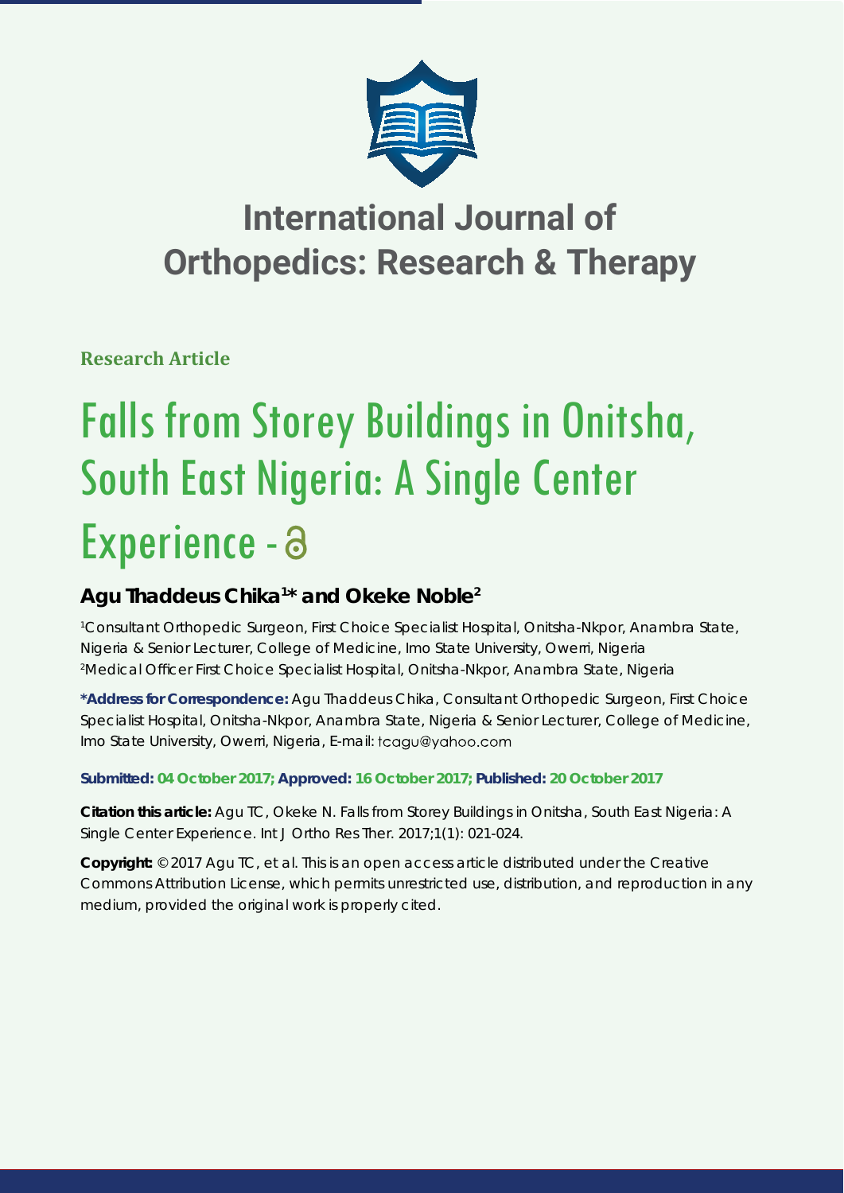# International Journal of Orthopedics: Research & Therapy

**Research Article**

# Falls from Storey Buildings in Onitsha, South East Nigeria: A Single Center Experience

## Agu Thaddeus Chika[1]* and Okeke Noble[2]

[1]Consultant Orthopedic Surgeon, First Choice Specialist Hospital, Onitsha-Nkpor, Anambra State, Nigeria & Senior Lecturer, College of Medicine, Imo State University, Owerri, Nigeria
[2]Medical Officer First Choice Specialist Hospital, Onitsha-Nkpor, Anambra State, Nigeria

**\*Address for Correspondence:** Agu Thaddeus Chika, Consultant Orthopedic Surgeon, First Choice Specialist Hospital, Onitsha-Nkpor, Anambra State, Nigeria & Senior Lecturer, College of Medicine, Imo State University, Owerri, Nigeria, E-mail: tcagu@yahoo.com

**Submitted: 04 October 2017; Approved: 16 October 2017; Published: 20 October 2017**

**Citation this article:** Agu TC, Okeke N. Falls from Storey Buildings in Onitsha, South East Nigeria: A Single Center Experience. Int J Ortho Res Ther. 2017;1(1): 021-024.

**Copyright:** © 2017 Agu TC, et al. This is an open access article distributed under the Creative Commons Attribution License, which permits unrestricted use, distribution, and reproduction in any medium, provided the original work is properly cited.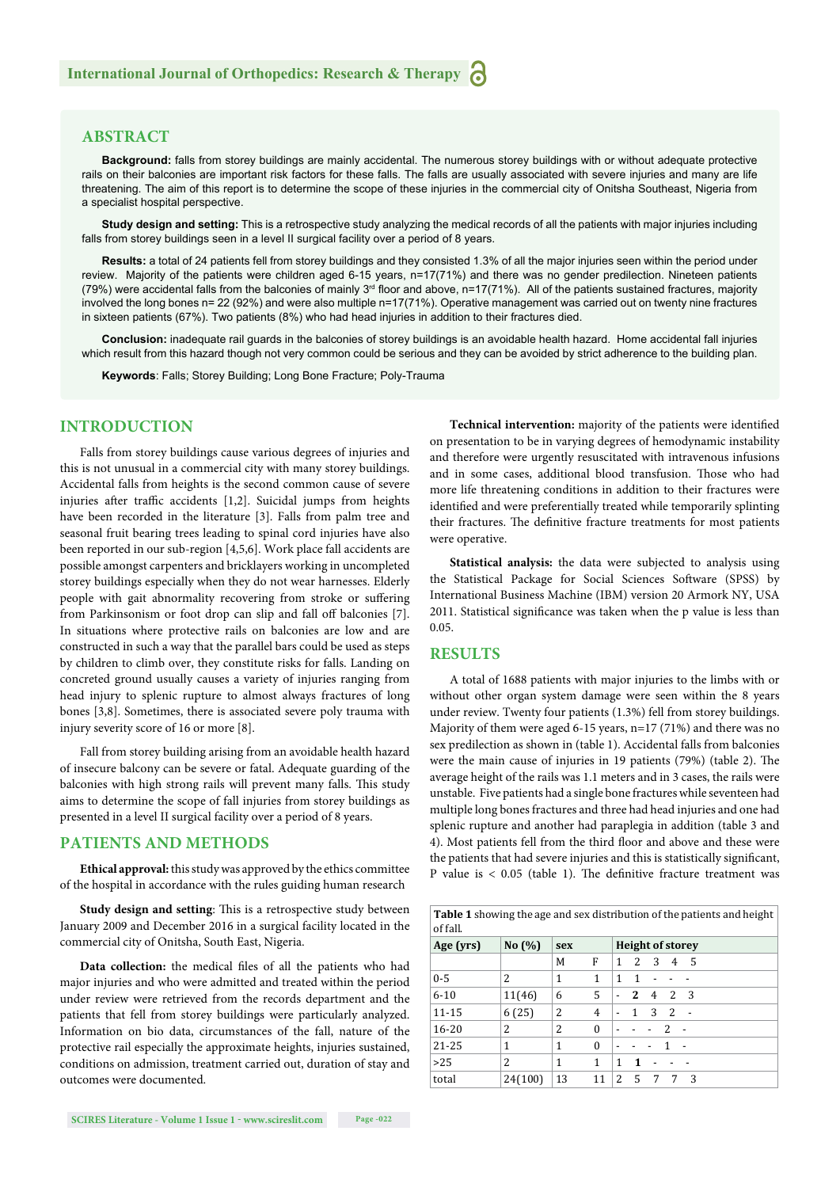## ABSTRACT

**Background:** falls from storey buildings are mainly accidental. The numerous storey buildings with or without adequate protective rails on their balconies are important risk factors for these falls. The falls are usually associated with severe injuries and many are life threatening. The aim of this report is to determine the scope of these injuries in the commercial city of Onitsha Southeast, Nigeria from a specialist hospital perspective.

**Study design and setting:** This is a retrospective study analyzing the medical records of all the patients with major injuries including falls from storey buildings seen in a level II surgical facility over a period of 8 years.

**Results:** a total of 24 patients fell from storey buildings and they consisted 1.3% of all the major injuries seen within the period under review. Majority of the patients were children aged 6-15 years, n=17(71%) and there was no gender predilection. Nineteen patients (79%) were accidental falls from the balconies of mainly 3rd floor and above, n=17(71%). All of the patients sustained fractures, majority involved the long bones n= 22 (92%) and were also multiple n=17(71%). Operative management was carried out on twenty nine fractures in sixteen patients (67%). Two patients (8%) who had head injuries in addition to their fractures died.

**Conclusion:** inadequate rail guards in the balconies of storey buildings is an avoidable health hazard. Home accidental fall injuries which result from this hazard though not very common could be serious and they can be avoided by strict adherence to the building plan.

**Keywords**: Falls; Storey Building; Long Bone Fracture; Poly-Trauma

## INTRODUCTION

Falls from storey buildings cause various degrees of injuries and this is not unusual in a commercial city with many storey buildings. Accidental falls from heights is the second common cause of severe injuries after traffic accidents [1,2]. Suicidal jumps from heights have been recorded in the literature [3]. Falls from palm tree and seasonal fruit bearing trees leading to spinal cord injuries have also been reported in our sub-region [4,5,6]. Work place fall accidents are possible amongst carpenters and bricklayers working in uncompleted storey buildings especially when they do not wear harnesses. Elderly people with gait abnormality recovering from stroke or suffering from Parkinsonism or foot drop can slip and fall off balconies [7]. In situations where protective rails on balconies are low and are constructed in such a way that the parallel bars could be used as steps by children to climb over, they constitute risks for falls. Landing on concreted ground usually causes a variety of injuries ranging from head injury to splenic rupture to almost always fractures of long bones [3,8]. Sometimes, there is associated severe poly trauma with injury severity score of 16 or more [8].

Fall from storey building arising from an avoidable health hazard of insecure balcony can be severe or fatal. Adequate guarding of the balconies with high strong rails will prevent many falls. This study aims to determine the scope of fall injuries from storey buildings as presented in a level II surgical facility over a period of 8 years.

## PATIENTS AND METHODS

**Ethical approval:** this study was approved by the ethics committee of the hospital in accordance with the rules guiding human research

**Study design and setting**: This is a retrospective study between January 2009 and December 2016 in a surgical facility located in the commercial city of Onitsha, South East, Nigeria.

**Data collection:** the medical files of all the patients who had major injuries and who were admitted and treated within the period under review were retrieved from the records department and the patients that fell from storey buildings were particularly analyzed. Information on bio data, circumstances of the fall, nature of the protective rail especially the approximate heights, injuries sustained, conditions on admission, treatment carried out, duration of stay and outcomes were documented.

**Technical intervention:** majority of the patients were identified on presentation to be in varying degrees of hemodynamic instability and therefore were urgently resuscitated with intravenous infusions and in some cases, additional blood transfusion. Those who had more life threatening conditions in addition to their fractures were identified and were preferentially treated while temporarily splinting their fractures. The definitive fracture treatments for most patients were operative.

**Statistical analysis:** the data were subjected to analysis using the Statistical Package for Social Sciences Software (SPSS) by International Business Machine (IBM) version 20 Armork NY, USA 2011. Statistical significance was taken when the p value is less than 0.05.

## RESULTS

A total of 1688 patients with major injuries to the limbs with or without other organ system damage were seen within the 8 years under review. Twenty four patients (1.3%) fell from storey buildings. Majority of them were aged 6-15 years, n=17 (71%) and there was no sex predilection as shown in (table 1). Accidental falls from balconies were the main cause of injuries in 19 patients (79%) (table 2). The average height of the rails was 1.1 meters and in 3 cases, the rails were unstable. Five patients had a single bone fractures while seventeen had multiple long bones fractures and three had head injuries and one had splenic rupture and another had paraplegia in addition (table 3 and 4). Most patients fell from the third floor and above and these were the patients that had severe injuries and this is statistically significant, P value is < 0.05 (table 1). The definitive fracture treatment was

**Table 1** showing the age and sex distribution of the patients and height of fall.

| Age (yrs) | No (%) | sex | | Height of storey | | | | |
|---|---|---|---|---|---|---|---|---|
| | | M | F | 1 | 2 | 3 | 4 | 5 |
| 0-5 | 2 | 1 | 1 | 1 | 1 | - | - | - |
| 6-10 | 11(46) | 6 | 5 | - | **2** | 4 | 2 | 3 |
| 11-15 | 6 (25) | 2 | 4 | - | 1 | 3 | 2 | - |
| 16-20 | 2 | 2 | 0 | - | - | - | 2 | - |
| 21-25 | 1 | 1 | 0 | - | - | - | 1 | - |
| >25 | 2 | 1 | 1 | 1 | **1** | - | - | - |
| total | 24(100) | 13 | 11 | 2 | 5 | 7 | 7 | 3 |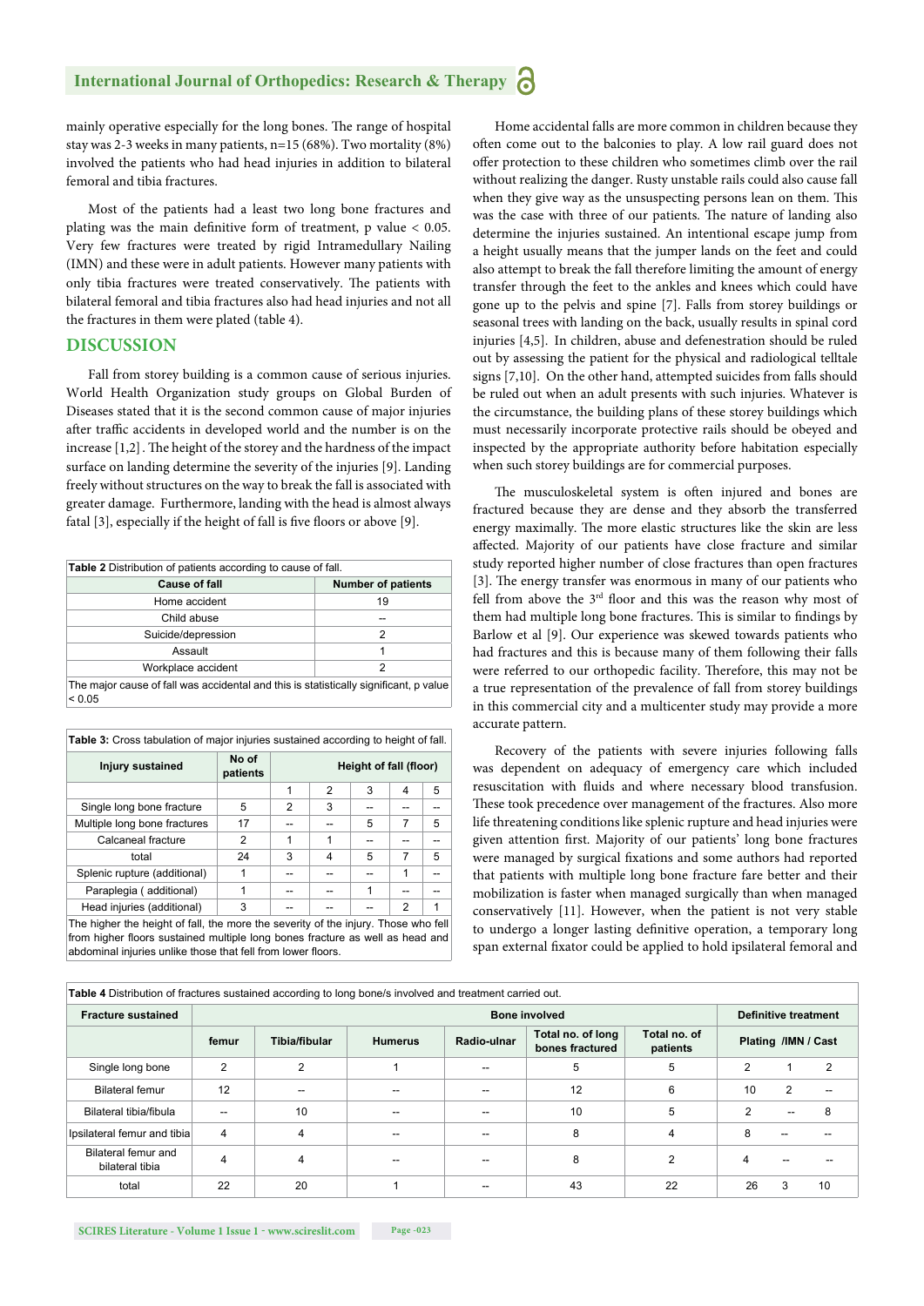mainly operative especially for the long bones. The range of hospital stay was 2-3 weeks in many patients, n=15 (68%). Two mortality (8%) involved the patients who had head injuries in addition to bilateral femoral and tibia fractures.

Most of the patients had a least two long bone fractures and plating was the main definitive form of treatment, p value $< 0.05$. Very few fractures were treated by rigid Intramedullary Nailing (IMN) and these were in adult patients. However many patients with only tibia fractures were treated conservatively. The patients with bilateral femoral and tibia fractures also had head injuries and not all the fractures in them were plated (table 4).

## DISCUSSION

Fall from storey building is a common cause of serious injuries. World Health Organization study groups on Global Burden of Diseases stated that it is the second common cause of major injuries after traffic accidents in developed world and the number is on the increase [1,2]. The height of the storey and the hardness of the impact surface on landing determine the severity of the injuries [9]. Landing freely without structures on the way to break the fall is associated with greater damage. Furthermore, landing with the head is almost always fatal [3], especially if the height of fall is five floors or above [9].

**Table 2** Distribution of patients according to cause of fall.

| Cause of fall | Number of patients |
|---|---|
| Home accident | 19 |
| Child abuse | -- |
| Suicide/depression | 2 |
| Assault | 1 |
| Workplace accident | 2 |

The major cause of fall was accidental and this is statistically significant, p value $< 0.05$

**Table 3:** Cross tabulation of major injuries sustained according to height of fall.

| Injury sustained | No of patients | Height of fall (floor) | | | | |
|---|---|---|---|---|---|---|
| | | 1 | 2 | 3 | 4 | 5 |
| Single long bone fracture | 5 | 2 | 3 | -- | -- | -- |
| Multiple long bone fractures | 17 | -- | -- | 5 | 7 | 5 |
| Calcaneal fracture | 2 | 1 | 1 | -- | -- | -- |
| total | 24 | 3 | 4 | 5 | 7 | 5 |
| Splenic rupture (additional) | 1 | -- | -- | -- | 1 | -- |
| Paraplegia ( additional) | 1 | -- | -- | 1 | -- | -- |
| Head injuries (additional) | 3 | -- | -- | -- | 2 | 1 |

The higher the height of fall, the more the severity of the injury. Those who fell from higher floors sustained multiple long bones fracture as well as head and abdominal injuries unlike those that fell from lower floors.

Home accidental falls are more common in children because they often come out to the balconies to play. A low rail guard does not offer protection to these children who sometimes climb over the rail without realizing the danger. Rusty unstable rails could also cause fall when they give way as the unsuspecting persons lean on them. This was the case with three of our patients. The nature of landing also determine the injuries sustained. An intentional escape jump from a height usually means that the jumper lands on the feet and could also attempt to break the fall therefore limiting the amount of energy transfer through the feet to the ankles and knees which could have gone up to the pelvis and spine [7]. Falls from storey buildings or seasonal trees with landing on the back, usually results in spinal cord injuries [4,5]. In children, abuse and defenestration should be ruled out by assessing the patient for the physical and radiological telltale signs [7,10]. On the other hand, attempted suicides from falls should be ruled out when an adult presents with such injuries. Whatever is the circumstance, the building plans of these storey buildings which must necessarily incorporate protective rails should be obeyed and inspected by the appropriate authority before habitation especially when such storey buildings are for commercial purposes.

The musculoskeletal system is often injured and bones are fractured because they are dense and they absorb the transferred energy maximally. The more elastic structures like the skin are less affected. Majority of our patients have close fracture and similar study reported higher number of close fractures than open fractures [3]. The energy transfer was enormous in many of our patients who fell from above the 3rd floor and this was the reason why most of them had multiple long bone fractures. This is similar to findings by Barlow et al [9]. Our experience was skewed towards patients who had fractures and this is because many of them following their falls were referred to our orthopedic facility. Therefore, this may not be a true representation of the prevalence of fall from storey buildings in this commercial city and a multicenter study may provide a more accurate pattern.

Recovery of the patients with severe injuries following falls was dependent on adequacy of emergency care which included resuscitation with fluids and where necessary blood transfusion. These took precedence over management of the fractures. Also more life threatening conditions like splenic rupture and head injuries were given attention first. Majority of our patients' long bone fractures were managed by surgical fixations and some authors had reported that patients with multiple long bone fracture fare better and their mobilization is faster when managed surgically than when managed conservatively [11]. However, when the patient is not very stable to undergo a longer lasting definitive operation, a temporary long span external fixator could be applied to hold ipsilateral femoral and

**Table 4** Distribution of fractures sustained according to long bone/s involved and treatment carried out.

| Fracture sustained | Bone involved | | | | | | Definitive treatment | | |
|---|---|---|---|---|---|---|---|---|---|
| | femur | Tibia/fibular | Humerus | Radio-ulnar | Total no. of long bones fractured | Total no. of patients | Plating | /IMN | / Cast |
| Single long bone | 2 | 2 | 1 | -- | 5 | 5 | 2 | 1 | 2 |
| Bilateral femur | 12 | -- | -- | -- | 12 | 6 | 10 | 2 | -- |
| Bilateral tibia/fibula | -- | 10 | -- | -- | 10 | 5 | 2 | -- | 8 |
| Ipsilateral femur and tibia | 4 | 4 | -- | -- | 8 | 4 | 8 | -- | -- |
| Bilateral femur and bilateral tibia | 4 | 4 | -- | -- | 8 | 2 | 4 | -- | -- |
| total | 22 | 20 | 1 | -- | 43 | 22 | 26 | 3 | 10 |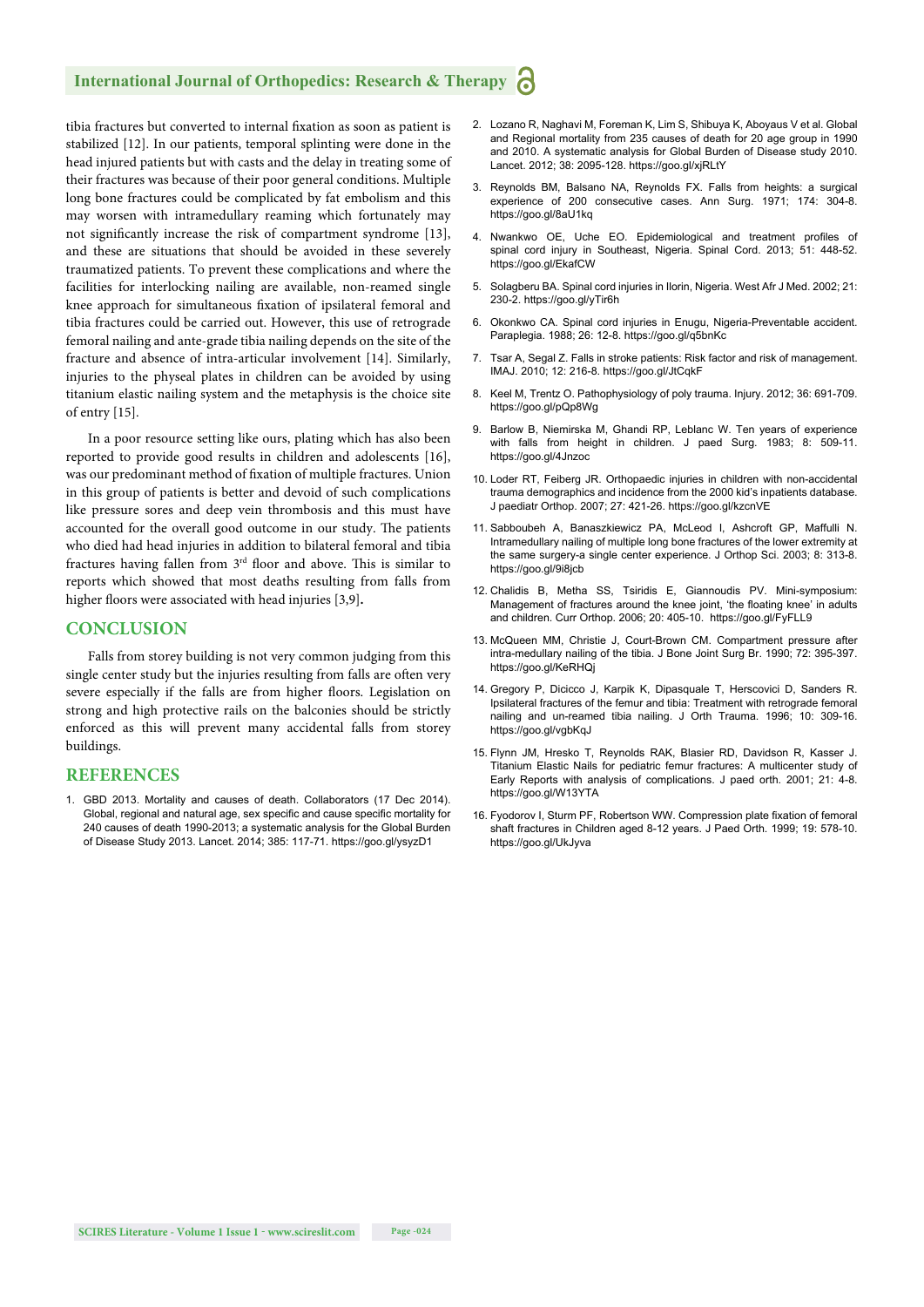tibia fractures but converted to internal fixation as soon as patient is stabilized [12]. In our patients, temporal splinting were done in the head injured patients but with casts and the delay in treating some of their fractures was because of their poor general conditions. Multiple long bone fractures could be complicated by fat embolism and this may worsen with intramedullary reaming which fortunately may not significantly increase the risk of compartment syndrome [13], and these are situations that should be avoided in these severely traumatized patients. To prevent these complications and where the facilities for interlocking nailing are available, non-reamed single knee approach for simultaneous fixation of ipsilateral femoral and tibia fractures could be carried out. However, this use of retrograde femoral nailing and ante-grade tibia nailing depends on the site of the fracture and absence of intra-articular involvement [14]. Similarly, injuries to the physeal plates in children can be avoided by using titanium elastic nailing system and the metaphysis is the choice site of entry [15].

In a poor resource setting like ours, plating which has also been reported to provide good results in children and adolescents [16], was our predominant method of fixation of multiple fractures. Union in this group of patients is better and devoid of such complications like pressure sores and deep vein thrombosis and this must have accounted for the overall good outcome in our study. The patients who died had head injuries in addition to bilateral femoral and tibia fractures having fallen from 3rd floor and above. This is similar to reports which showed that most deaths resulting from falls from higher floors were associated with head injuries [3,9].

## CONCLUSION

Falls from storey building is not very common judging from this single center study but the injuries resulting from falls are often very severe especially if the falls are from higher floors. Legislation on strong and high protective rails on the balconies should be strictly enforced as this will prevent many accidental falls from storey buildings.

## REFERENCES

1. GBD 2013. Mortality and causes of death. Collaborators (17 Dec 2014). Global, regional and natural age, sex specific and cause specific mortality for 240 causes of death 1990-2013; a systematic analysis for the Global Burden of Disease Study 2013. Lancet. 2014; 385: 117-71. https://goo.gl/ysyzD1
2. Lozano R, Naghavi M, Foreman K, Lim S, Shibuya K, Aboyaus V et al. Global and Regional mortality from 235 causes of death for 20 age group in 1990 and 2010. A systematic analysis for Global Burden of Disease study 2010. Lancet. 2012; 38: 2095-128. https://goo.gl/xjRLtY
3. Reynolds BM, Balsano NA, Reynolds FX. Falls from heights: a surgical experience of 200 consecutive cases. Ann Surg. 1971; 174: 304-8. https://goo.gl/8aU1kq
4. Nwankwo OE, Uche EO. Epidemiological and treatment profiles of spinal cord injury in Southeast, Nigeria. Spinal Cord. 2013; 51: 448-52. https://goo.gl/EkafCW
5. Solagberu BA. Spinal cord injuries in Ilorin, Nigeria. West Afr J Med. 2002; 21: 230-2. https://goo.gl/yTir6h
6. Okonkwo CA. Spinal cord injuries in Enugu, Nigeria-Preventable accident. Paraplegia. 1988; 26: 12-8. https://goo.gl/q5bnKc
7. Tsar A, Segal Z. Falls in stroke patients: Risk factor and risk of management. IMAJ. 2010; 12: 216-8. https://goo.gl/JtCqkF
8. Keel M, Trentz O. Pathophysiology of poly trauma. Injury. 2012; 36: 691-709. https://goo.gl/pQp8Wg
9. Barlow B, Niemirska M, Ghandi RP, Leblanc W. Ten years of experience with falls from height in children. J paed Surg. 1983; 8: 509-11. https://goo.gl/4Jnzoc
10. Loder RT, Feiberg JR. Orthopaedic injuries in children with non-accidental trauma demographics and incidence from the 2000 kid's inpatients database. J paediatr Orthop. 2007; 27: 421-26. https://goo.gl/kzcnVE
11. Sabboubeh A, Banaszkiewicz PA, McLeod I, Ashcroft GP, Maffulli N. Intramedullary nailing of multiple long bone fractures of the lower extremity at the same surgery-a single center experience. J Orthop Sci. 2003; 8: 313-8. https://goo.gl/9i8jcb
12. Chalidis B, Metha SS, Tsiridis E, Giannoudis PV. Mini-symposium: Management of fractures around the knee joint, 'the floating knee' in adults and children. Curr Orthop. 2006; 20: 405-10. https://goo.gl/FyFLL9
13. McQueen MM, Christie J, Court-Brown CM. Compartment pressure after intra-medullary nailing of the tibia. J Bone Joint Surg Br. 1990; 72: 395-397. https://goo.gl/KeRHQj
14. Gregory P, Dicicco J, Karpik K, Dipasquale T, Herscovici D, Sanders R. Ipsilateral fractures of the femur and tibia: Treatment with retrograde femoral nailing and un-reamed tibia nailing. J Orth Trauma. 1996; 10: 309-16. https://goo.gl/vgbKqJ
15. Flynn JM, Hresko T, Reynolds RAK, Blasier RD, Davidson R, Kasser J. Titanium Elastic Nails for pediatric femur fractures: A multicenter study of Early Reports with analysis of complications. J paed orth. 2001; 21: 4-8. https://goo.gl/W13YTA
16. Fyodorov I, Sturm PF, Robertson WW. Compression plate fixation of femoral shaft fractures in Children aged 8-12 years. J Paed Orth. 1999; 19: 578-10. https://goo.gl/UkJyva